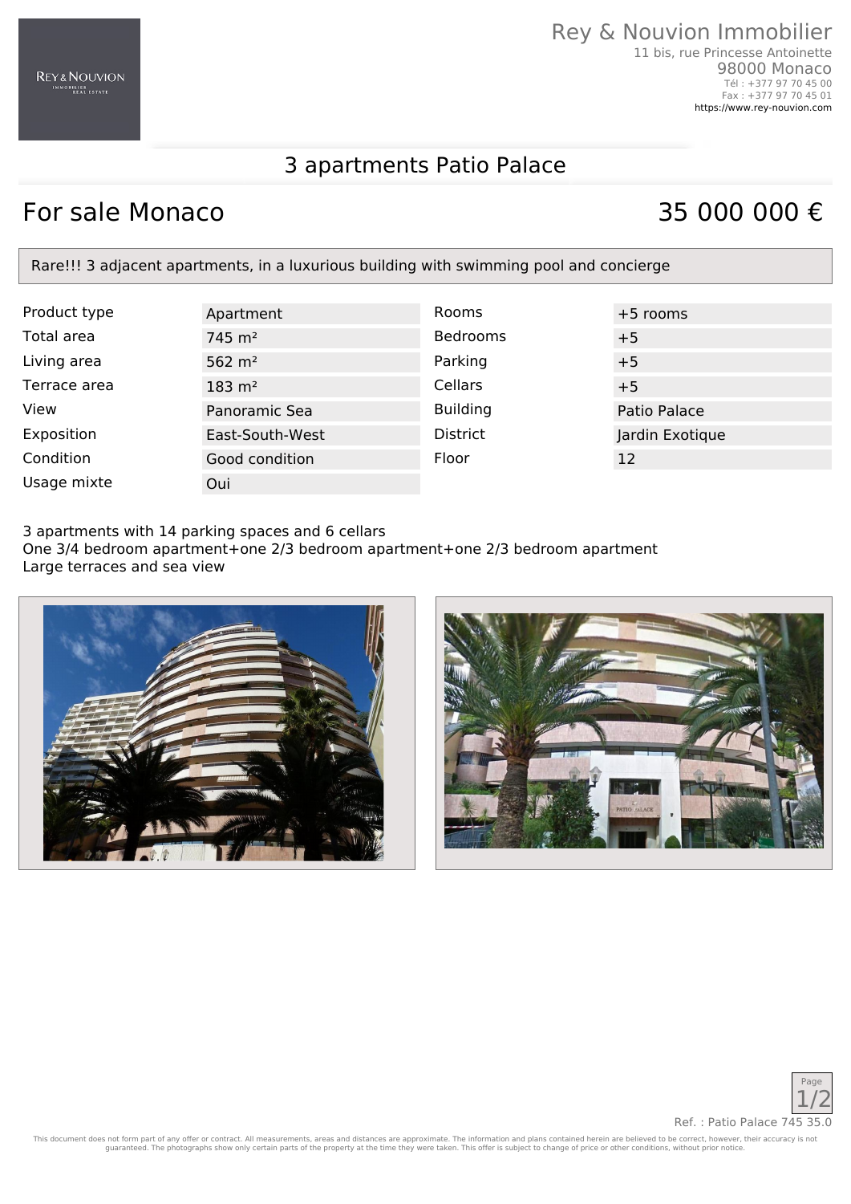Rey & Nouvion Immobilier
11 bis, rue Princesse Antoinette
98000 Monaco
Tél : +377 97 70 45 00
Fax : +377 97 70 45 01
https://www.rey-nouvion.com

# 3 apartments Patio Palace

## For sale Monaco

## 35 000 000 €

Rare!!! 3 adjacent apartments, in a luxurious building with swimming pool and concierge

| | | | |
|---|---|---|---|
| Product type | Apartment | Rooms | +5 rooms |
| Total area | 745 m² | Bedrooms | +5 |
| Living area | 562 m² | Parking | +5 |
| Terrace area | 183 m² | Cellars | +5 |
| View | Panoramic Sea | Building | Patio Palace |
| Exposition | East-South-West | District | Jardin Exotique |
| Condition | Good condition | Floor | 12 |
| Usage mixte | Oui | | |

3 apartments with 14 parking spaces and 6 cellars
One 3/4 bedroom apartment+one 2/3 bedroom apartment+one 2/3 bedroom apartment
Large terraces and sea view

Ref. : Patio Palace 745 35.0

This document does not form part of any offer or contract. All measurements, areas and distances are approximate. The information and plans contained herein are believed to be correct, however, their accuracy is not guaranteed. The photographs show only certain parts of the property at the time they were taken. This offer is subject to change of price or other conditions, without prior notice.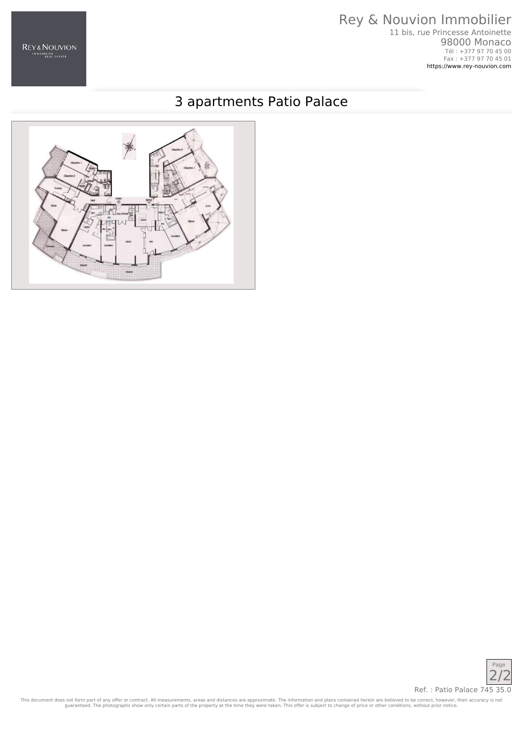Rey & Nouvion Immobilier
11 bis, rue Princesse Antoinette
98000 Monaco
Tél : +377 97 70 45 00
Fax : +377 97 70 45 01
https://www.rey-nouvion.com

# 3 apartments Patio Palace

Ref. : Patio Palace 745 35.0

This document does not form part of any offer or contract. All measurements, areas and distances are approximate. The information and plans contained herein are believed to be correct, however, their accuracy is not guaranteed. The photographs show only certain parts of the property at the time they were taken. This offer is subject to change of price or other conditions, without prior notice.